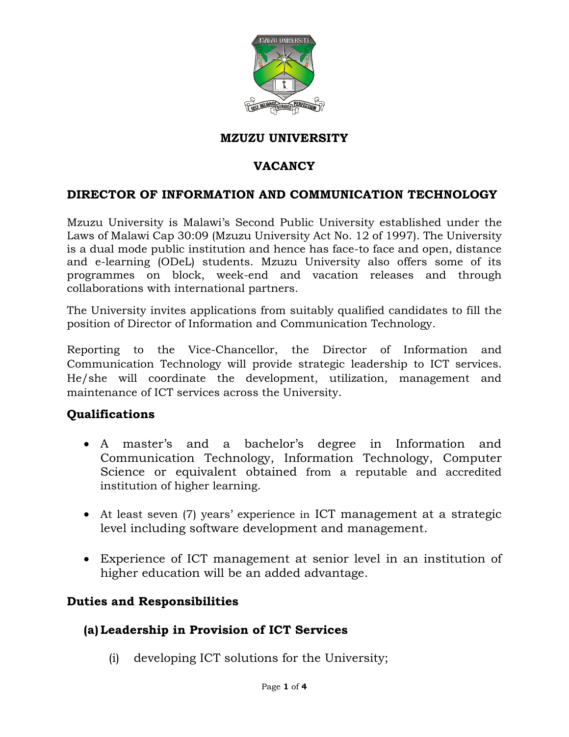# MZUZU UNIVERSITY

## VACANCY

## DIRECTOR OF INFORMATION AND COMMUNICATION TECHNOLOGY

Mzuzu University is Malawi's Second Public University established under the Laws of Malawi Cap 30:09 (Mzuzu University Act No. 12 of 1997). The University is a dual mode public institution and hence has face-to face and open, distance and e-learning (ODeL) students. Mzuzu University also offers some of its programmes on block, week-end and vacation releases and through collaborations with international partners.

The University invites applications from suitably qualified candidates to fill the position of Director of Information and Communication Technology.

Reporting to the Vice-Chancellor, the Director of Information and Communication Technology will provide strategic leadership to ICT services. He/she will coordinate the development, utilization, management and maintenance of ICT services across the University.

### Qualifications

- A master's and a bachelor's degree in Information and Communication Technology, Information Technology, Computer Science or equivalent obtained from a reputable and accredited institution of higher learning.
- At least seven (7) years' experience in ICT management at a strategic level including software development and management.
- Experience of ICT management at senior level in an institution of higher education will be an added advantage.

### Duties and Responsibilities

#### (a) Leadership in Provision of ICT Services

(i) developing ICT solutions for the University;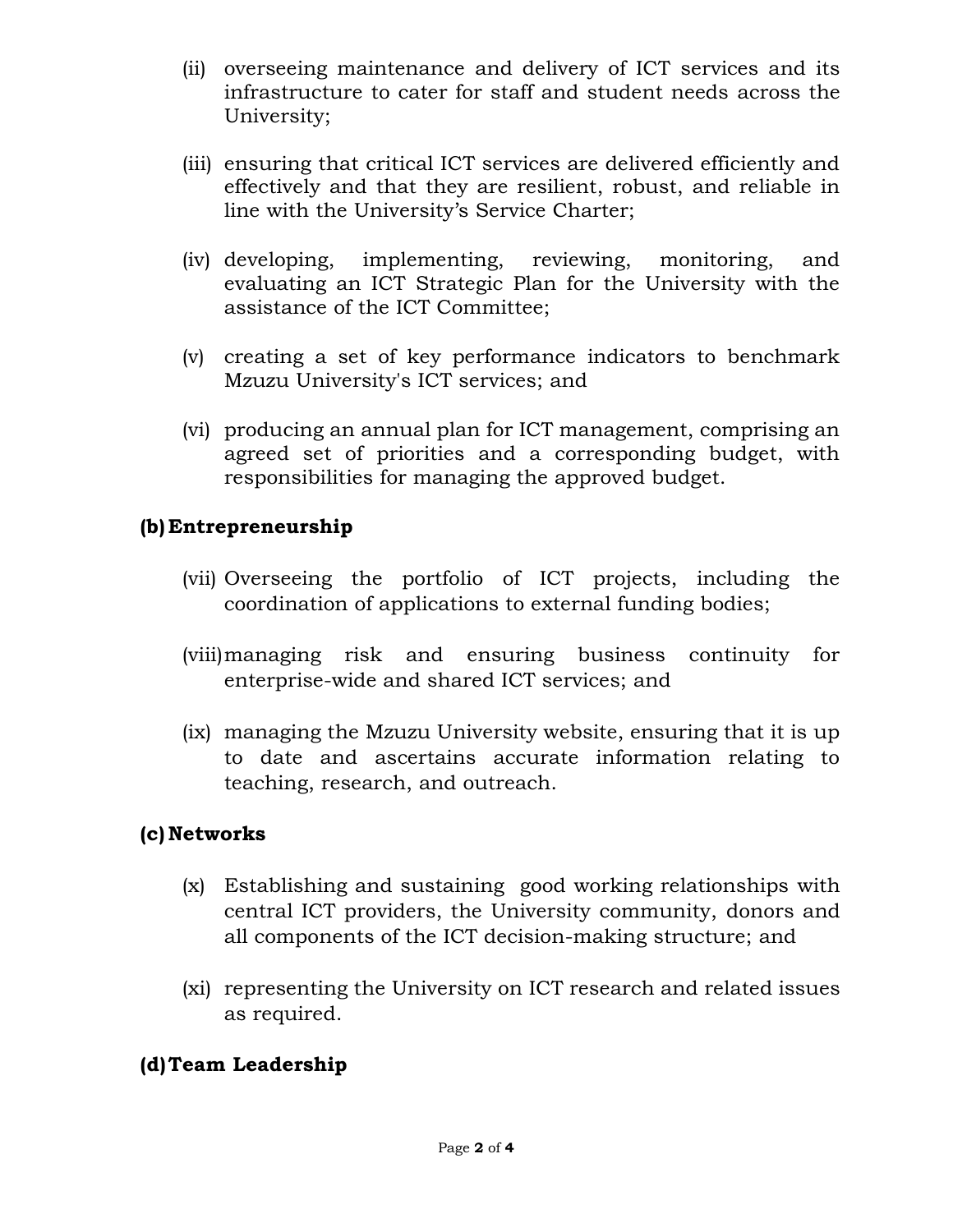(ii) overseeing maintenance and delivery of ICT services and its infrastructure to cater for staff and student needs across the University;

(iii) ensuring that critical ICT services are delivered efficiently and effectively and that they are resilient, robust, and reliable in line with the University's Service Charter;

(iv) developing, implementing, reviewing, monitoring, and evaluating an ICT Strategic Plan for the University with the assistance of the ICT Committee;

(v) creating a set of key performance indicators to benchmark Mzuzu University's ICT services; and

(vi) producing an annual plan for ICT management, comprising an agreed set of priorities and a corresponding budget, with responsibilities for managing the approved budget.

**(b) Entrepreneurship**

(vii) Overseeing the portfolio of ICT projects, including the coordination of applications to external funding bodies;

(viii) managing risk and ensuring business continuity for enterprise-wide and shared ICT services; and

(ix) managing the Mzuzu University website, ensuring that it is up to date and ascertains accurate information relating to teaching, research, and outreach.

**(c) Networks**

(x) Establishing and sustaining good working relationships with central ICT providers, the University community, donors and all components of the ICT decision-making structure; and

(xi) representing the University on ICT research and related issues as required.

**(d) Team Leadership**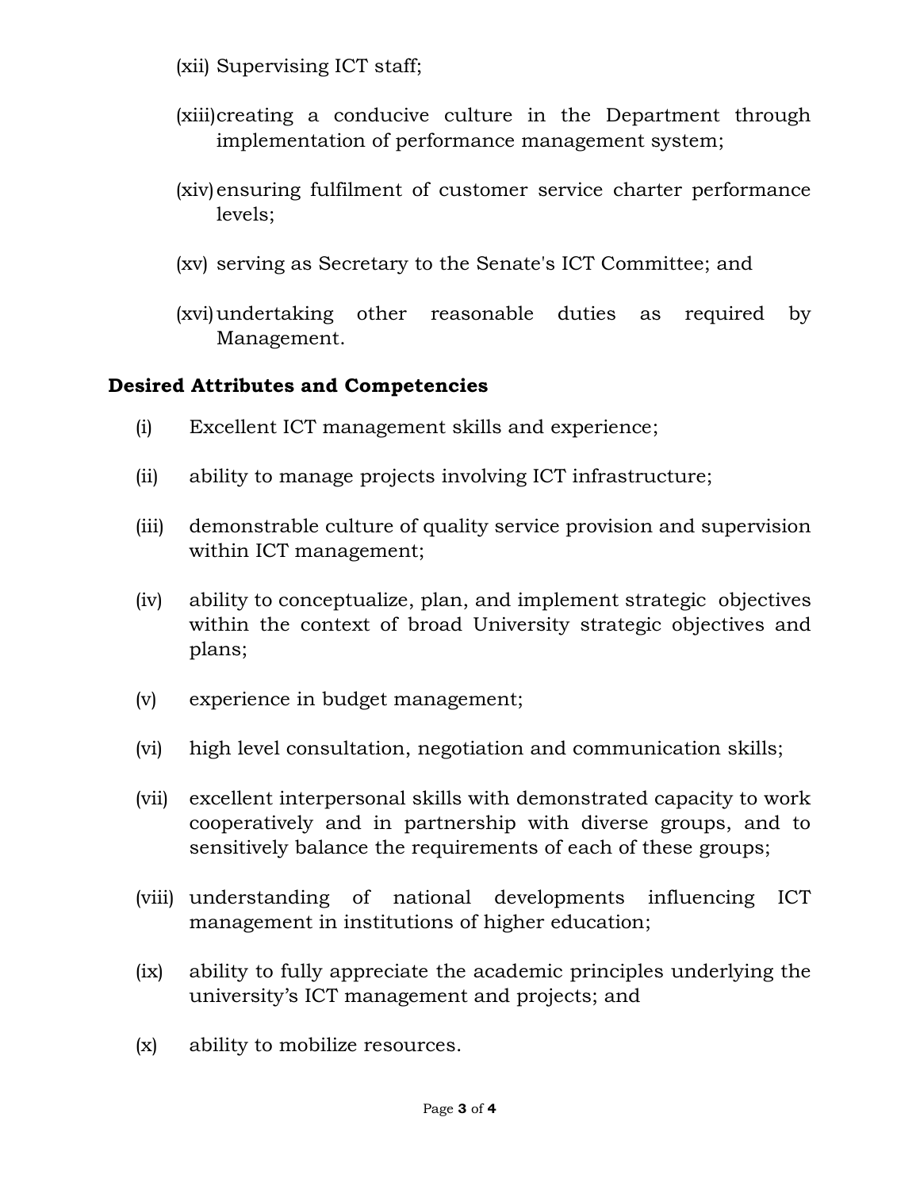(xii) Supervising ICT staff;

(xiii) creating a conducive culture in the Department through implementation of performance management system;

(xiv) ensuring fulfilment of customer service charter performance levels;

(xv) serving as Secretary to the Senate's ICT Committee; and

(xvi) undertaking other reasonable duties as required by Management.

**Desired Attributes and Competencies**

(i) Excellent ICT management skills and experience;

(ii) ability to manage projects involving ICT infrastructure;

(iii) demonstrable culture of quality service provision and supervision within ICT management;

(iv) ability to conceptualize, plan, and implement strategic objectives within the context of broad University strategic objectives and plans;

(v) experience in budget management;

(vi) high level consultation, negotiation and communication skills;

(vii) excellent interpersonal skills with demonstrated capacity to work cooperatively and in partnership with diverse groups, and to sensitively balance the requirements of each of these groups;

(viii) understanding of national developments influencing ICT management in institutions of higher education;

(ix) ability to fully appreciate the academic principles underlying the university's ICT management and projects; and

(x) ability to mobilize resources.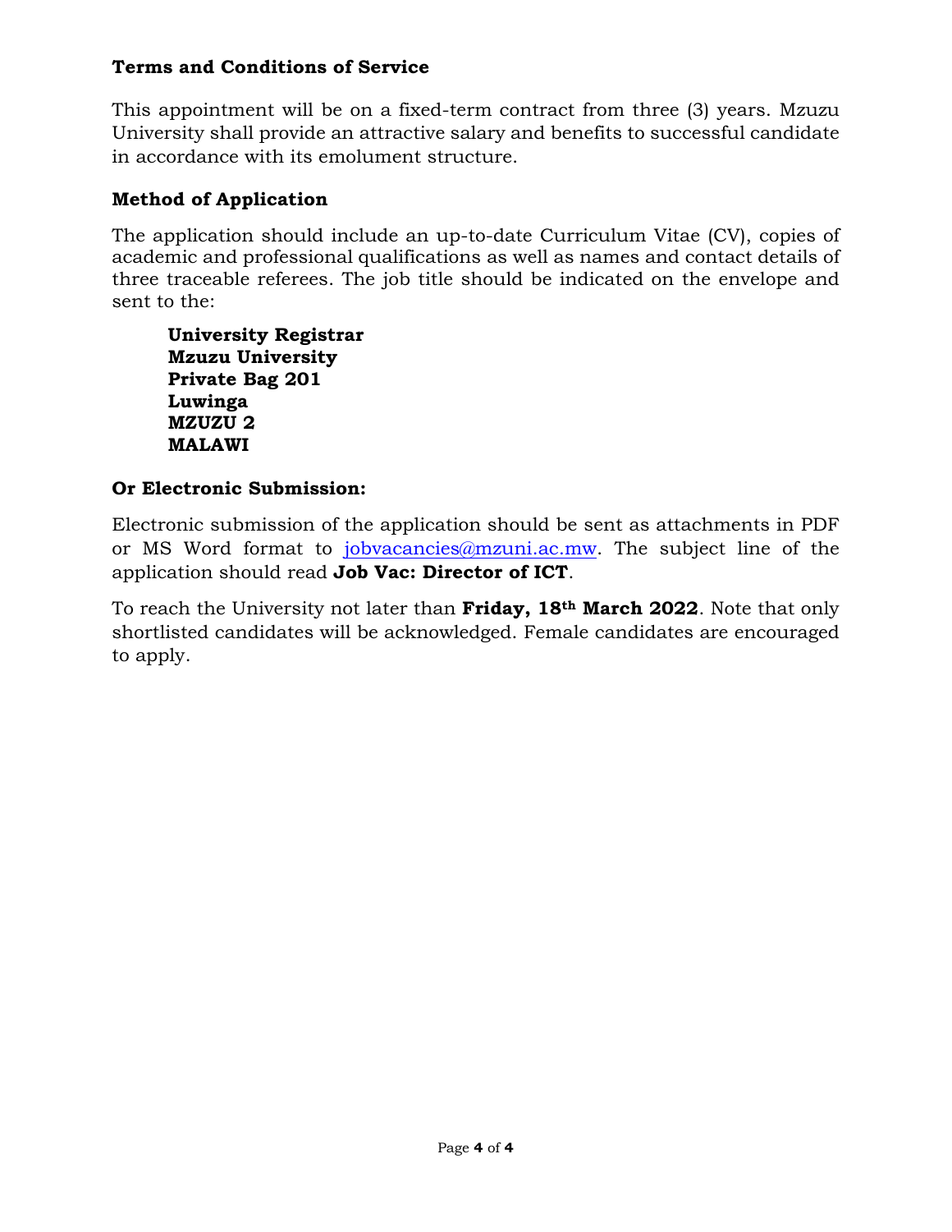### Terms and Conditions of Service

This appointment will be on a fixed-term contract from three (3) years. Mzuzu University shall provide an attractive salary and benefits to successful candidate in accordance with its emolument structure.

### Method of Application

The application should include an up-to-date Curriculum Vitae (CV), copies of academic and professional qualifications as well as names and contact details of three traceable referees. The job title should be indicated on the envelope and sent to the:

**University Registrar**
**Mzuzu University**
**Private Bag 201**
**Luwinga**
**MZUZU 2**
**MALAWI**

### Or Electronic Submission:

Electronic submission of the application should be sent as attachments in PDF or MS Word format to jobvacancies@mzuni.ac.mw. The subject line of the application should read **Job Vac: Director of ICT**.

To reach the University not later than **Friday, 18th March 2022**. Note that only shortlisted candidates will be acknowledged. Female candidates are encouraged to apply.